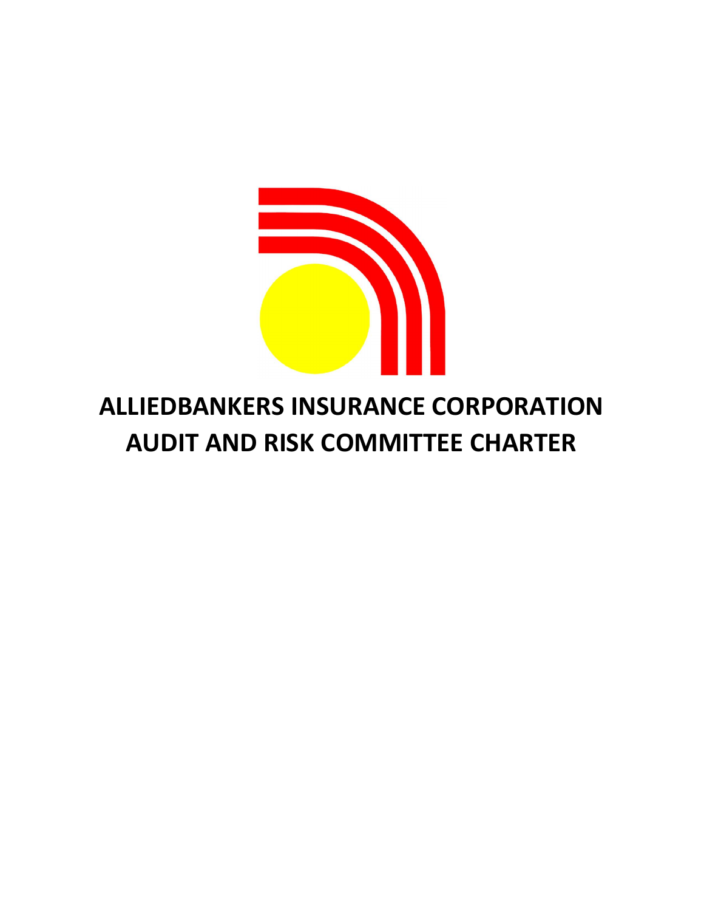# ALLIEDBANKERS INSURANCE CORPORATION
# AUDIT AND RISK COMMITTEE CHARTER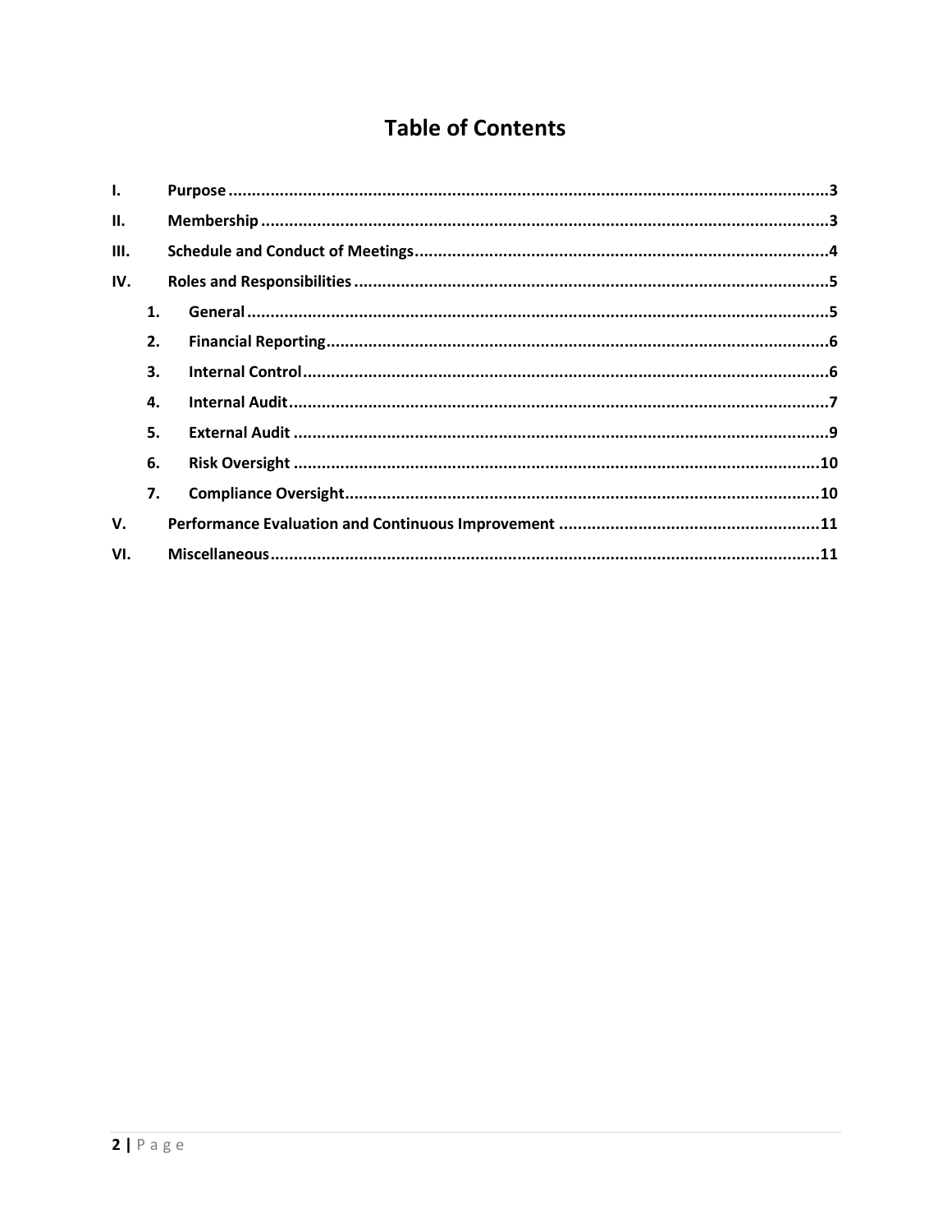# Table of Contents

| | | |
|---|---|---|
| I. | Purpose | 3 |
| II. | Membership | 3 |
| III. | Schedule and Conduct of Meetings | 4 |
| IV. | Roles and Responsibilities | 5 |
| | 1. General | 5 |
| | 2. Financial Reporting | 6 |
| | 3. Internal Control | 6 |
| | 4. Internal Audit | 7 |
| | 5. External Audit | 9 |
| | 6. Risk Oversight | 10 |
| | 7. Compliance Oversight | 10 |
| V. | Performance Evaluation and Continuous Improvement | 11 |
| VI. | Miscellaneous | 11 |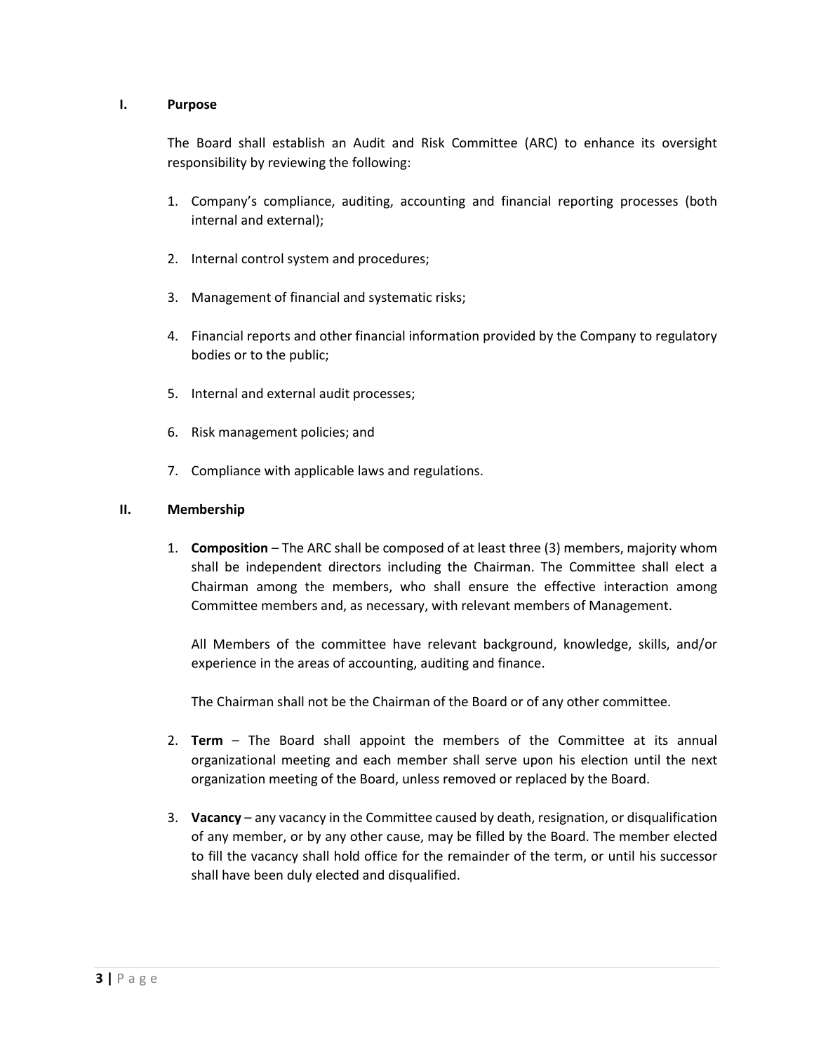## I. Purpose

The Board shall establish an Audit and Risk Committee (ARC) to enhance its oversight responsibility by reviewing the following:

1. Company's compliance, auditing, accounting and financial reporting processes (both internal and external);
2. Internal control system and procedures;
3. Management of financial and systematic risks;
4. Financial reports and other financial information provided by the Company to regulatory bodies or to the public;
5. Internal and external audit processes;
6. Risk management policies; and
7. Compliance with applicable laws and regulations.

## II. Membership

1. **Composition** – The ARC shall be composed of at least three (3) members, majority whom shall be independent directors including the Chairman. The Committee shall elect a Chairman among the members, who shall ensure the effective interaction among Committee members and, as necessary, with relevant members of Management.

   All Members of the committee have relevant background, knowledge, skills, and/or experience in the areas of accounting, auditing and finance.

   The Chairman shall not be the Chairman of the Board or of any other committee.

2. **Term** – The Board shall appoint the members of the Committee at its annual organizational meeting and each member shall serve upon his election until the next organization meeting of the Board, unless removed or replaced by the Board.

3. **Vacancy** – any vacancy in the Committee caused by death, resignation, or disqualification of any member, or by any other cause, may be filled by the Board. The member elected to fill the vacancy shall hold office for the remainder of the term, or until his successor shall have been duly elected and disqualified.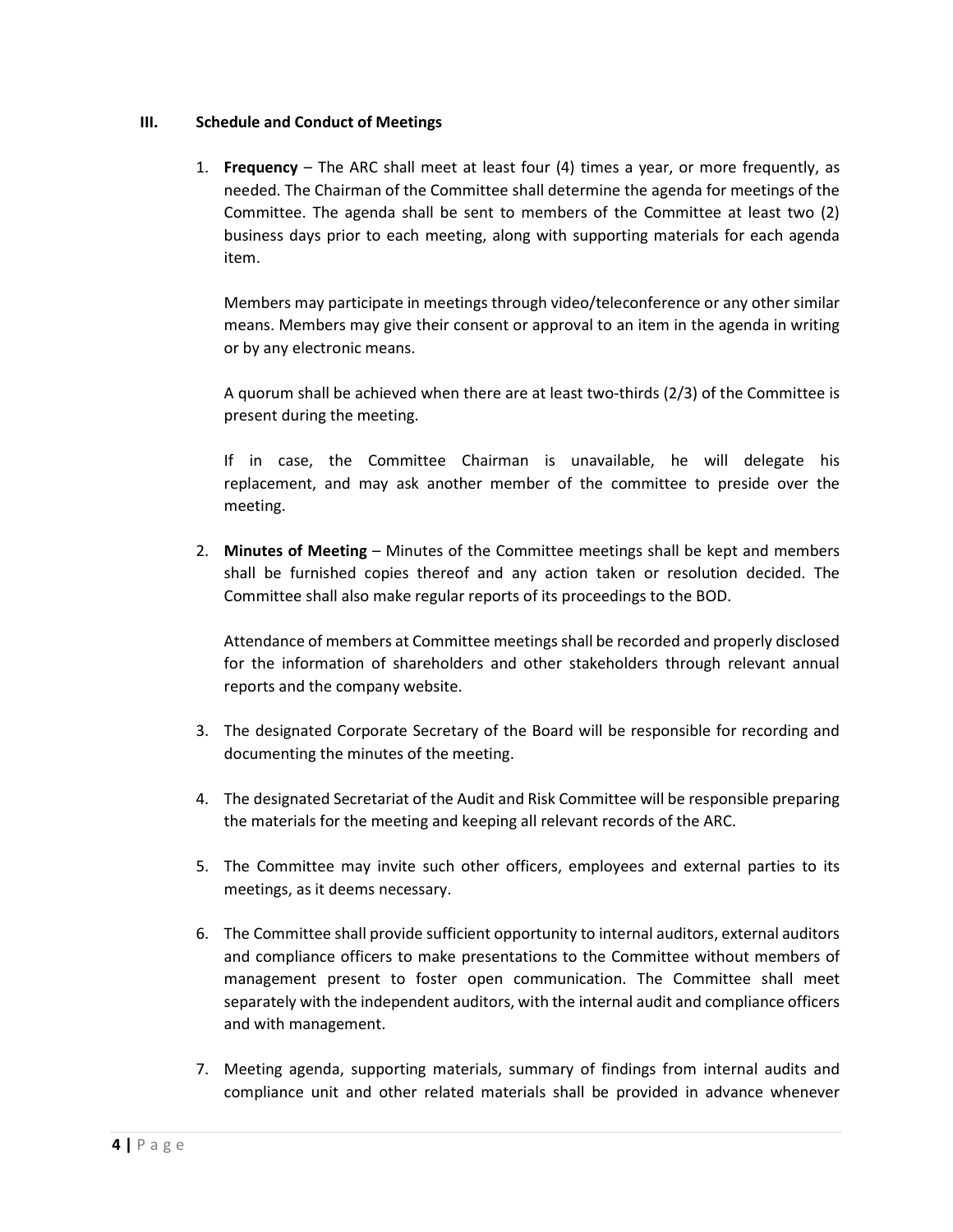## III. Schedule and Conduct of Meetings

1. **Frequency** – The ARC shall meet at least four (4) times a year, or more frequently, as needed. The Chairman of the Committee shall determine the agenda for meetings of the Committee. The agenda shall be sent to members of the Committee at least two (2) business days prior to each meeting, along with supporting materials for each agenda item.

   Members may participate in meetings through video/teleconference or any other similar means. Members may give their consent or approval to an item in the agenda in writing or by any electronic means.

   A quorum shall be achieved when there are at least two-thirds (2/3) of the Committee is present during the meeting.

   If in case, the Committee Chairman is unavailable, he will delegate his replacement, and may ask another member of the committee to preside over the meeting.

2. **Minutes of Meeting** – Minutes of the Committee meetings shall be kept and members shall be furnished copies thereof and any action taken or resolution decided. The Committee shall also make regular reports of its proceedings to the BOD.

   Attendance of members at Committee meetings shall be recorded and properly disclosed for the information of shareholders and other stakeholders through relevant annual reports and the company website.

3. The designated Corporate Secretary of the Board will be responsible for recording and documenting the minutes of the meeting.

4. The designated Secretariat of the Audit and Risk Committee will be responsible preparing the materials for the meeting and keeping all relevant records of the ARC.

5. The Committee may invite such other officers, employees and external parties to its meetings, as it deems necessary.

6. The Committee shall provide sufficient opportunity to internal auditors, external auditors and compliance officers to make presentations to the Committee without members of management present to foster open communication. The Committee shall meet separately with the independent auditors, with the internal audit and compliance officers and with management.

7. Meeting agenda, supporting materials, summary of findings from internal audits and compliance unit and other related materials shall be provided in advance whenever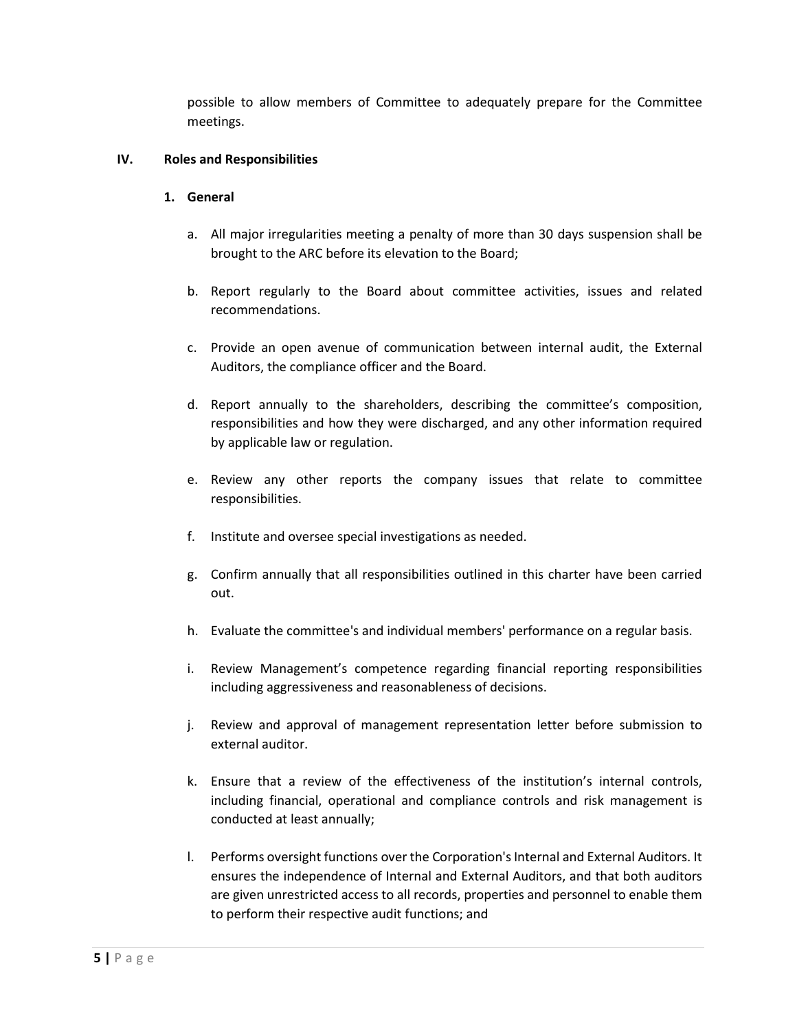possible to allow members of Committee to adequately prepare for the Committee meetings.

## IV. Roles and Responsibilities

### 1. General

a. All major irregularities meeting a penalty of more than 30 days suspension shall be brought to the ARC before its elevation to the Board;

b. Report regularly to the Board about committee activities, issues and related recommendations.

c. Provide an open avenue of communication between internal audit, the External Auditors, the compliance officer and the Board.

d. Report annually to the shareholders, describing the committee's composition, responsibilities and how they were discharged, and any other information required by applicable law or regulation.

e. Review any other reports the company issues that relate to committee responsibilities.

f. Institute and oversee special investigations as needed.

g. Confirm annually that all responsibilities outlined in this charter have been carried out.

h. Evaluate the committee's and individual members' performance on a regular basis.

i. Review Management's competence regarding financial reporting responsibilities including aggressiveness and reasonableness of decisions.

j. Review and approval of management representation letter before submission to external auditor.

k. Ensure that a review of the effectiveness of the institution's internal controls, including financial, operational and compliance controls and risk management is conducted at least annually;

l. Performs oversight functions over the Corporation's Internal and External Auditors. It ensures the independence of Internal and External Auditors, and that both auditors are given unrestricted access to all records, properties and personnel to enable them to perform their respective audit functions; and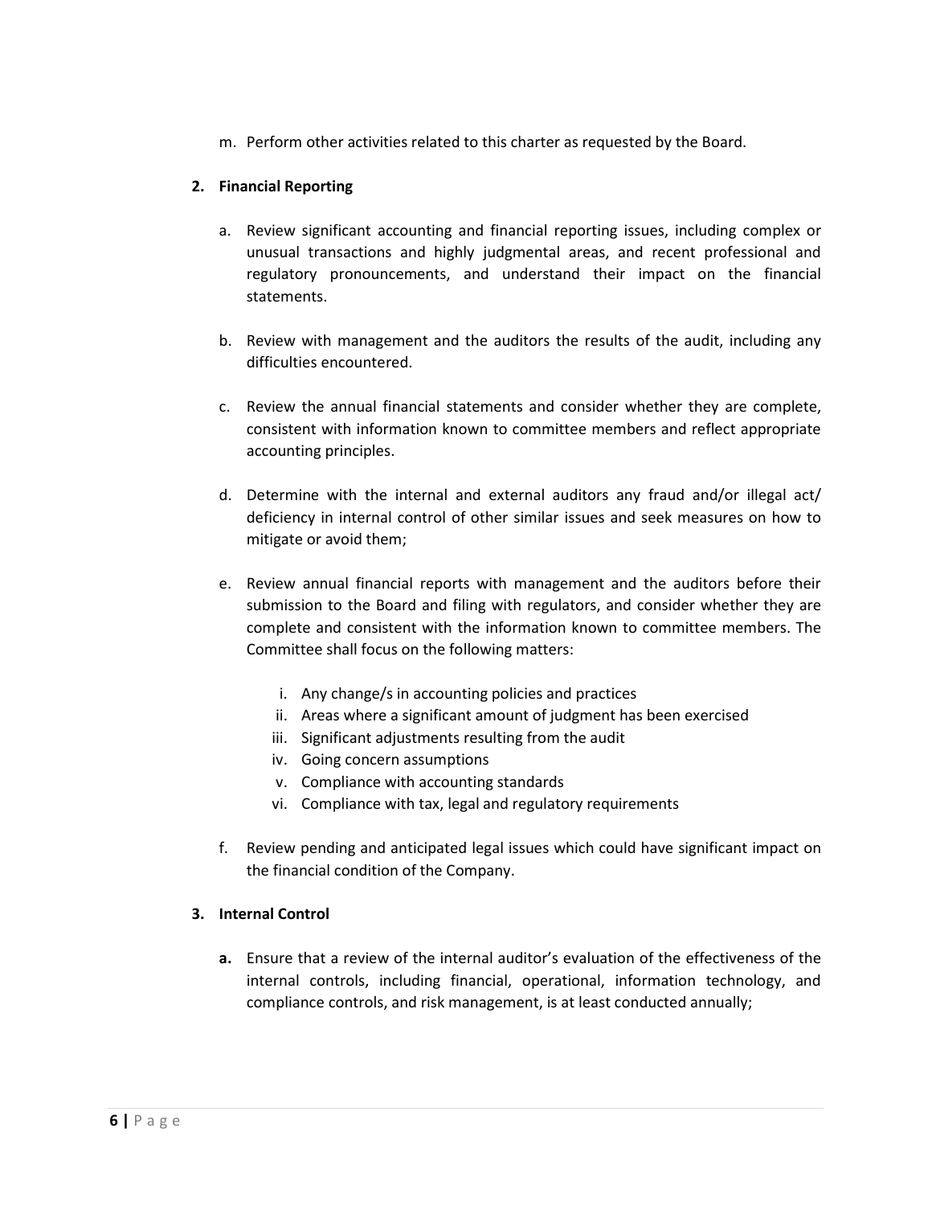m. Perform other activities related to this charter as requested by the Board.

**2. Financial Reporting**

a. Review significant accounting and financial reporting issues, including complex or unusual transactions and highly judgmental areas, and recent professional and regulatory pronouncements, and understand their impact on the financial statements.

b. Review with management and the auditors the results of the audit, including any difficulties encountered.

c. Review the annual financial statements and consider whether they are complete, consistent with information known to committee members and reflect appropriate accounting principles.

d. Determine with the internal and external auditors any fraud and/or illegal act/ deficiency in internal control of other similar issues and seek measures on how to mitigate or avoid them;

e. Review annual financial reports with management and the auditors before their submission to the Board and filing with regulators, and consider whether they are complete and consistent with the information known to committee members. The Committee shall focus on the following matters:

   i. Any change/s in accounting policies and practices
   ii. Areas where a significant amount of judgment has been exercised
   iii. Significant adjustments resulting from the audit
   iv. Going concern assumptions
   v. Compliance with accounting standards
   vi. Compliance with tax, legal and regulatory requirements

f. Review pending and anticipated legal issues which could have significant impact on the financial condition of the Company.

**3. Internal Control**

**a.** Ensure that a review of the internal auditor's evaluation of the effectiveness of the internal controls, including financial, operational, information technology, and compliance controls, and risk management, is at least conducted annually;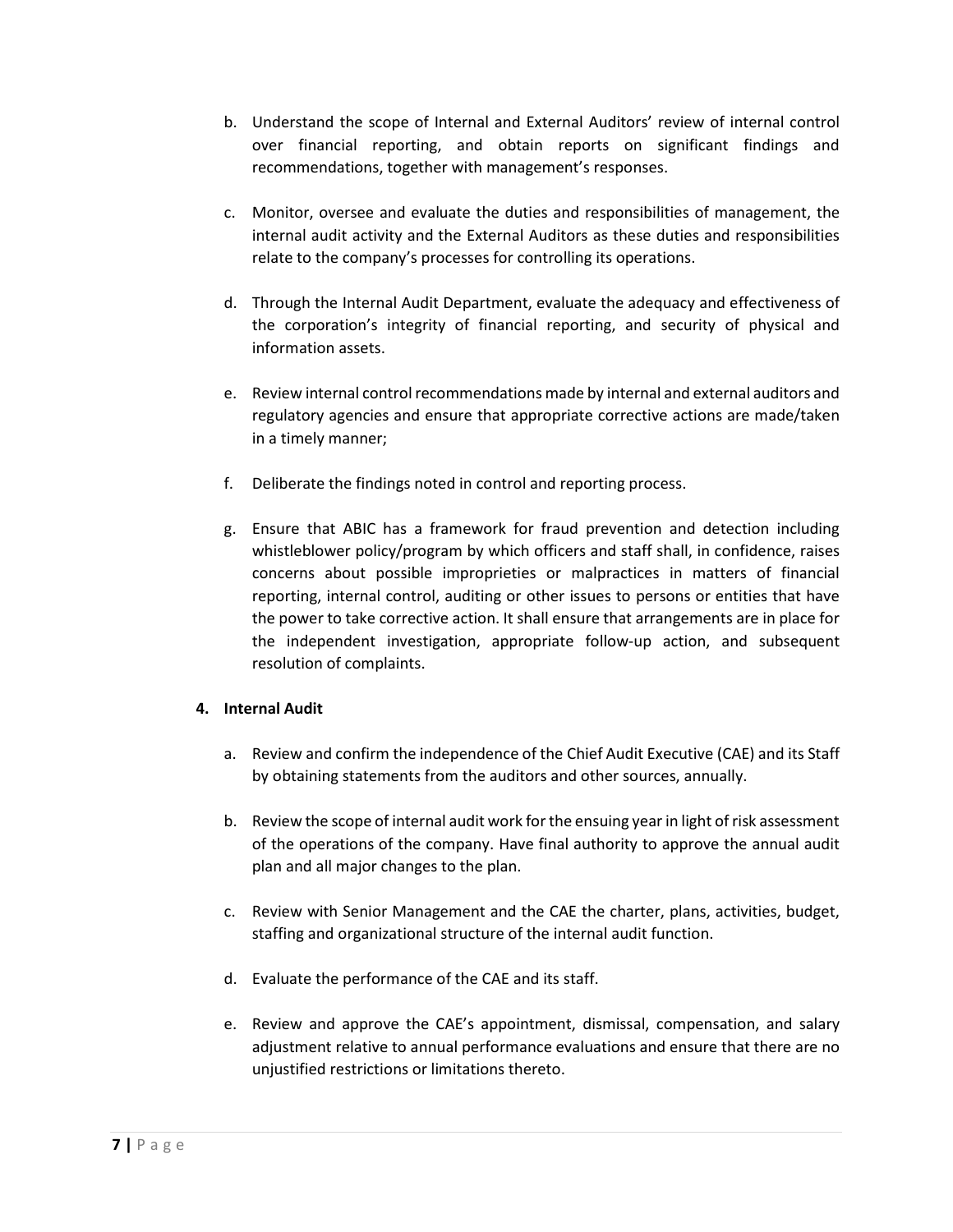b. Understand the scope of Internal and External Auditors' review of internal control over financial reporting, and obtain reports on significant findings and recommendations, together with management's responses.

c. Monitor, oversee and evaluate the duties and responsibilities of management, the internal audit activity and the External Auditors as these duties and responsibilities relate to the company's processes for controlling its operations.

d. Through the Internal Audit Department, evaluate the adequacy and effectiveness of the corporation's integrity of financial reporting, and security of physical and information assets.

e. Review internal control recommendations made by internal and external auditors and regulatory agencies and ensure that appropriate corrective actions are made/taken in a timely manner;

f. Deliberate the findings noted in control and reporting process.

g. Ensure that ABIC has a framework for fraud prevention and detection including whistleblower policy/program by which officers and staff shall, in confidence, raises concerns about possible improprieties or malpractices in matters of financial reporting, internal control, auditing or other issues to persons or entities that have the power to take corrective action. It shall ensure that arrangements are in place for the independent investigation, appropriate follow-up action, and subsequent resolution of complaints.

**4. Internal Audit**

a. Review and confirm the independence of the Chief Audit Executive (CAE) and its Staff by obtaining statements from the auditors and other sources, annually.

b. Review the scope of internal audit work for the ensuing year in light of risk assessment of the operations of the company. Have final authority to approve the annual audit plan and all major changes to the plan.

c. Review with Senior Management and the CAE the charter, plans, activities, budget, staffing and organizational structure of the internal audit function.

d. Evaluate the performance of the CAE and its staff.

e. Review and approve the CAE's appointment, dismissal, compensation, and salary adjustment relative to annual performance evaluations and ensure that there are no unjustified restrictions or limitations thereto.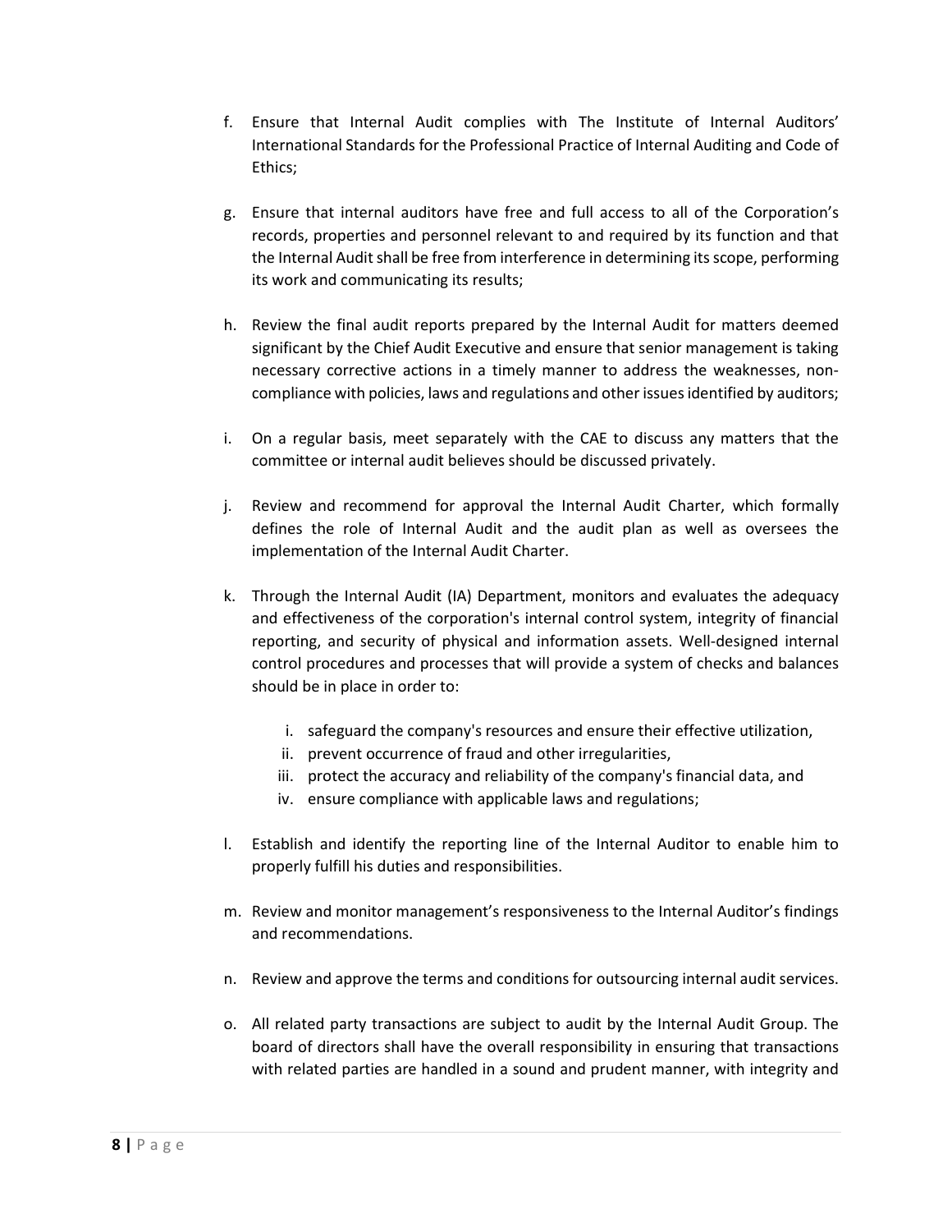f. Ensure that Internal Audit complies with The Institute of Internal Auditors' International Standards for the Professional Practice of Internal Auditing and Code of Ethics;

g. Ensure that internal auditors have free and full access to all of the Corporation's records, properties and personnel relevant to and required by its function and that the Internal Audit shall be free from interference in determining its scope, performing its work and communicating its results;

h. Review the final audit reports prepared by the Internal Audit for matters deemed significant by the Chief Audit Executive and ensure that senior management is taking necessary corrective actions in a timely manner to address the weaknesses, non-compliance with policies, laws and regulations and other issues identified by auditors;

i. On a regular basis, meet separately with the CAE to discuss any matters that the committee or internal audit believes should be discussed privately.

j. Review and recommend for approval the Internal Audit Charter, which formally defines the role of Internal Audit and the audit plan as well as oversees the implementation of the Internal Audit Charter.

k. Through the Internal Audit (IA) Department, monitors and evaluates the adequacy and effectiveness of the corporation's internal control system, integrity of financial reporting, and security of physical and information assets. Well-designed internal control procedures and processes that will provide a system of checks and balances should be in place in order to:

    i. safeguard the company's resources and ensure their effective utilization,
    ii. prevent occurrence of fraud and other irregularities,
    iii. protect the accuracy and reliability of the company's financial data, and
    iv. ensure compliance with applicable laws and regulations;

l. Establish and identify the reporting line of the Internal Auditor to enable him to properly fulfill his duties and responsibilities.

m. Review and monitor management's responsiveness to the Internal Auditor's findings and recommendations.

n. Review and approve the terms and conditions for outsourcing internal audit services.

o. All related party transactions are subject to audit by the Internal Audit Group. The board of directors shall have the overall responsibility in ensuring that transactions with related parties are handled in a sound and prudent manner, with integrity and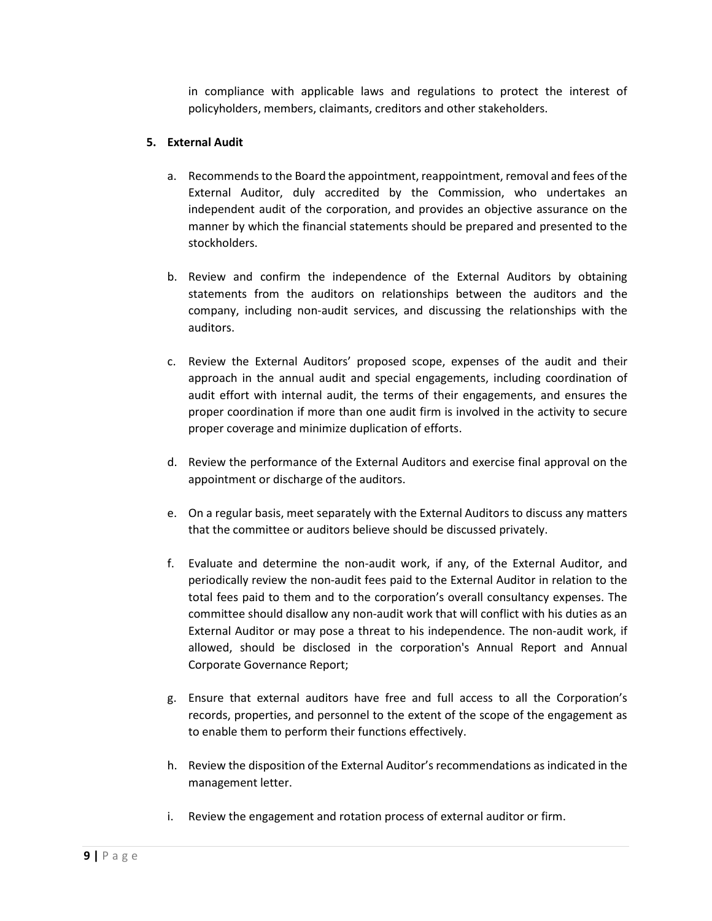in compliance with applicable laws and regulations to protect the interest of policyholders, members, claimants, creditors and other stakeholders.

5. **External Audit**

   a. Recommends to the Board the appointment, reappointment, removal and fees of the External Auditor, duly accredited by the Commission, who undertakes an independent audit of the corporation, and provides an objective assurance on the manner by which the financial statements should be prepared and presented to the stockholders.

   b. Review and confirm the independence of the External Auditors by obtaining statements from the auditors on relationships between the auditors and the company, including non-audit services, and discussing the relationships with the auditors.

   c. Review the External Auditors' proposed scope, expenses of the audit and their approach in the annual audit and special engagements, including coordination of audit effort with internal audit, the terms of their engagements, and ensures the proper coordination if more than one audit firm is involved in the activity to secure proper coverage and minimize duplication of efforts.

   d. Review the performance of the External Auditors and exercise final approval on the appointment or discharge of the auditors.

   e. On a regular basis, meet separately with the External Auditors to discuss any matters that the committee or auditors believe should be discussed privately.

   f. Evaluate and determine the non-audit work, if any, of the External Auditor, and periodically review the non-audit fees paid to the External Auditor in relation to the total fees paid to them and to the corporation's overall consultancy expenses. The committee should disallow any non-audit work that will conflict with his duties as an External Auditor or may pose a threat to his independence. The non-audit work, if allowed, should be disclosed in the corporation's Annual Report and Annual Corporate Governance Report;

   g. Ensure that external auditors have free and full access to all the Corporation's records, properties, and personnel to the extent of the scope of the engagement as to enable them to perform their functions effectively.

   h. Review the disposition of the External Auditor's recommendations as indicated in the management letter.

   i. Review the engagement and rotation process of external auditor or firm.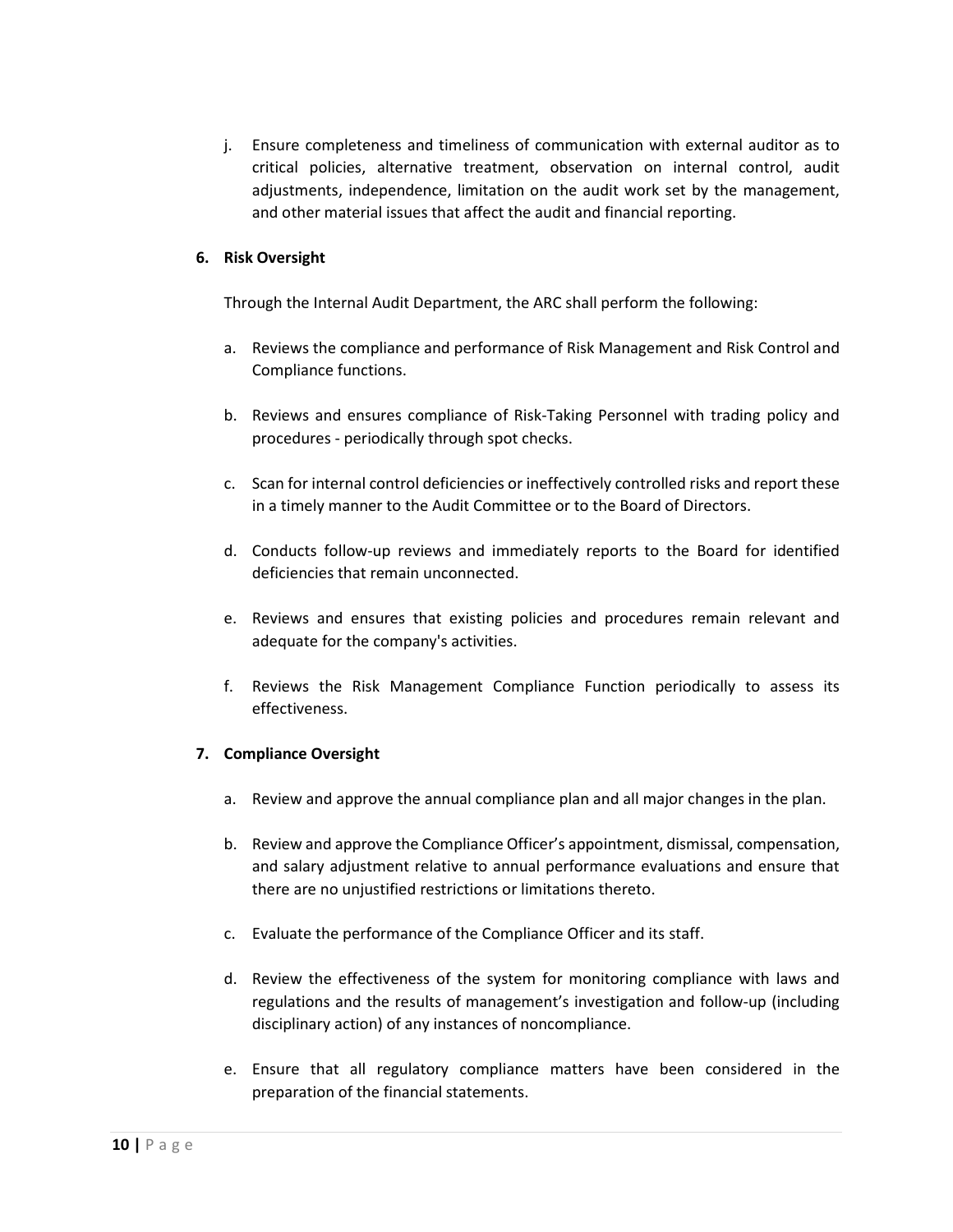j. Ensure completeness and timeliness of communication with external auditor as to critical policies, alternative treatment, observation on internal control, audit adjustments, independence, limitation on the audit work set by the management, and other material issues that affect the audit and financial reporting.

**6. Risk Oversight**

Through the Internal Audit Department, the ARC shall perform the following:

a. Reviews the compliance and performance of Risk Management and Risk Control and Compliance functions.

b. Reviews and ensures compliance of Risk-Taking Personnel with trading policy and procedures - periodically through spot checks.

c. Scan for internal control deficiencies or ineffectively controlled risks and report these in a timely manner to the Audit Committee or to the Board of Directors.

d. Conducts follow-up reviews and immediately reports to the Board for identified deficiencies that remain unconnected.

e. Reviews and ensures that existing policies and procedures remain relevant and adequate for the company's activities.

f. Reviews the Risk Management Compliance Function periodically to assess its effectiveness.

**7. Compliance Oversight**

a. Review and approve the annual compliance plan and all major changes in the plan.

b. Review and approve the Compliance Officer's appointment, dismissal, compensation, and salary adjustment relative to annual performance evaluations and ensure that there are no unjustified restrictions or limitations thereto.

c. Evaluate the performance of the Compliance Officer and its staff.

d. Review the effectiveness of the system for monitoring compliance with laws and regulations and the results of management's investigation and follow-up (including disciplinary action) of any instances of noncompliance.

e. Ensure that all regulatory compliance matters have been considered in the preparation of the financial statements.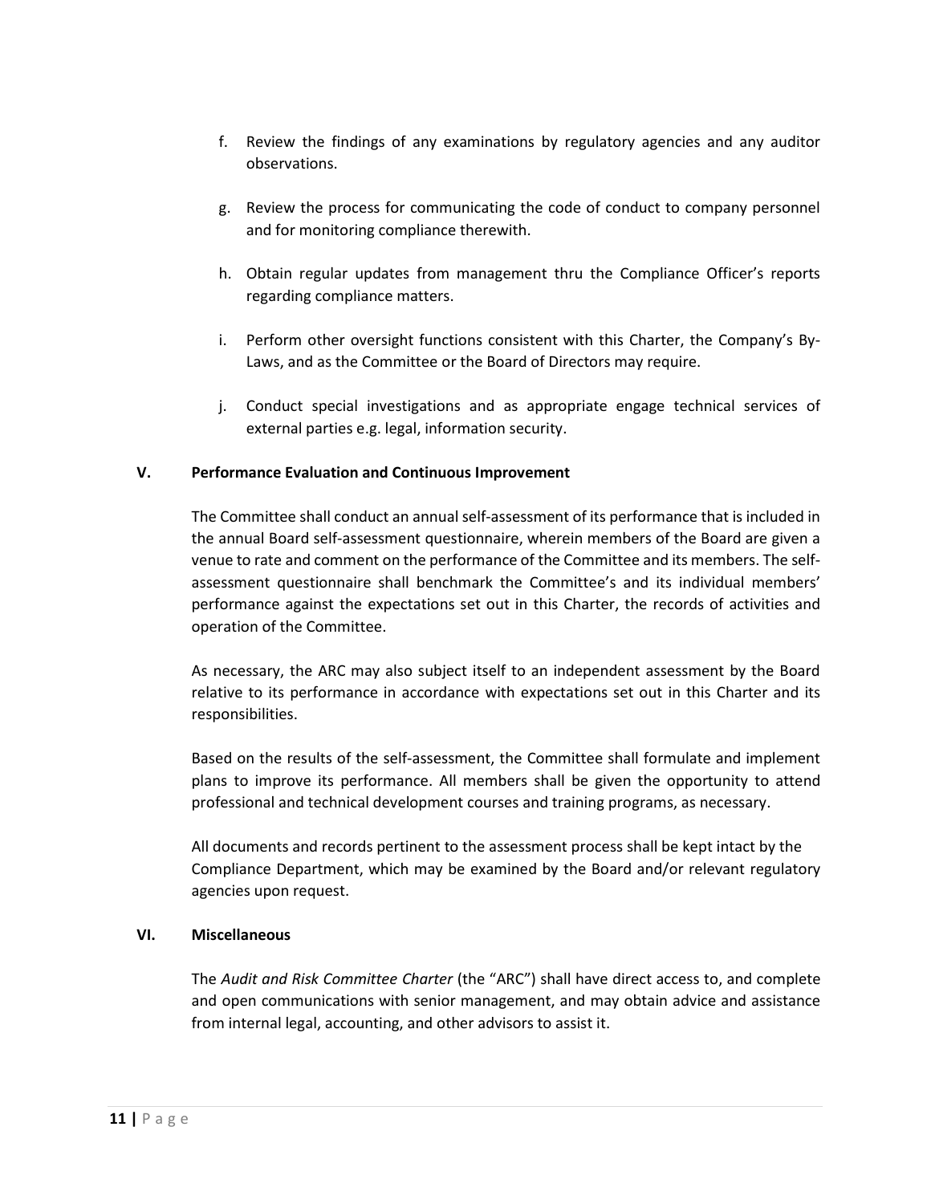f. Review the findings of any examinations by regulatory agencies and any auditor observations.

g. Review the process for communicating the code of conduct to company personnel and for monitoring compliance therewith.

h. Obtain regular updates from management thru the Compliance Officer's reports regarding compliance matters.

i. Perform other oversight functions consistent with this Charter, the Company's By-Laws, and as the Committee or the Board of Directors may require.

j. Conduct special investigations and as appropriate engage technical services of external parties e.g. legal, information security.

## V. Performance Evaluation and Continuous Improvement

The Committee shall conduct an annual self-assessment of its performance that is included in the annual Board self-assessment questionnaire, wherein members of the Board are given a venue to rate and comment on the performance of the Committee and its members. The self-assessment questionnaire shall benchmark the Committee's and its individual members' performance against the expectations set out in this Charter, the records of activities and operation of the Committee.

As necessary, the ARC may also subject itself to an independent assessment by the Board relative to its performance in accordance with expectations set out in this Charter and its responsibilities.

Based on the results of the self-assessment, the Committee shall formulate and implement plans to improve its performance. All members shall be given the opportunity to attend professional and technical development courses and training programs, as necessary.

All documents and records pertinent to the assessment process shall be kept intact by the Compliance Department, which may be examined by the Board and/or relevant regulatory agencies upon request.

## VI. Miscellaneous

The *Audit and Risk Committee Charter* (the "ARC") shall have direct access to, and complete and open communications with senior management, and may obtain advice and assistance from internal legal, accounting, and other advisors to assist it.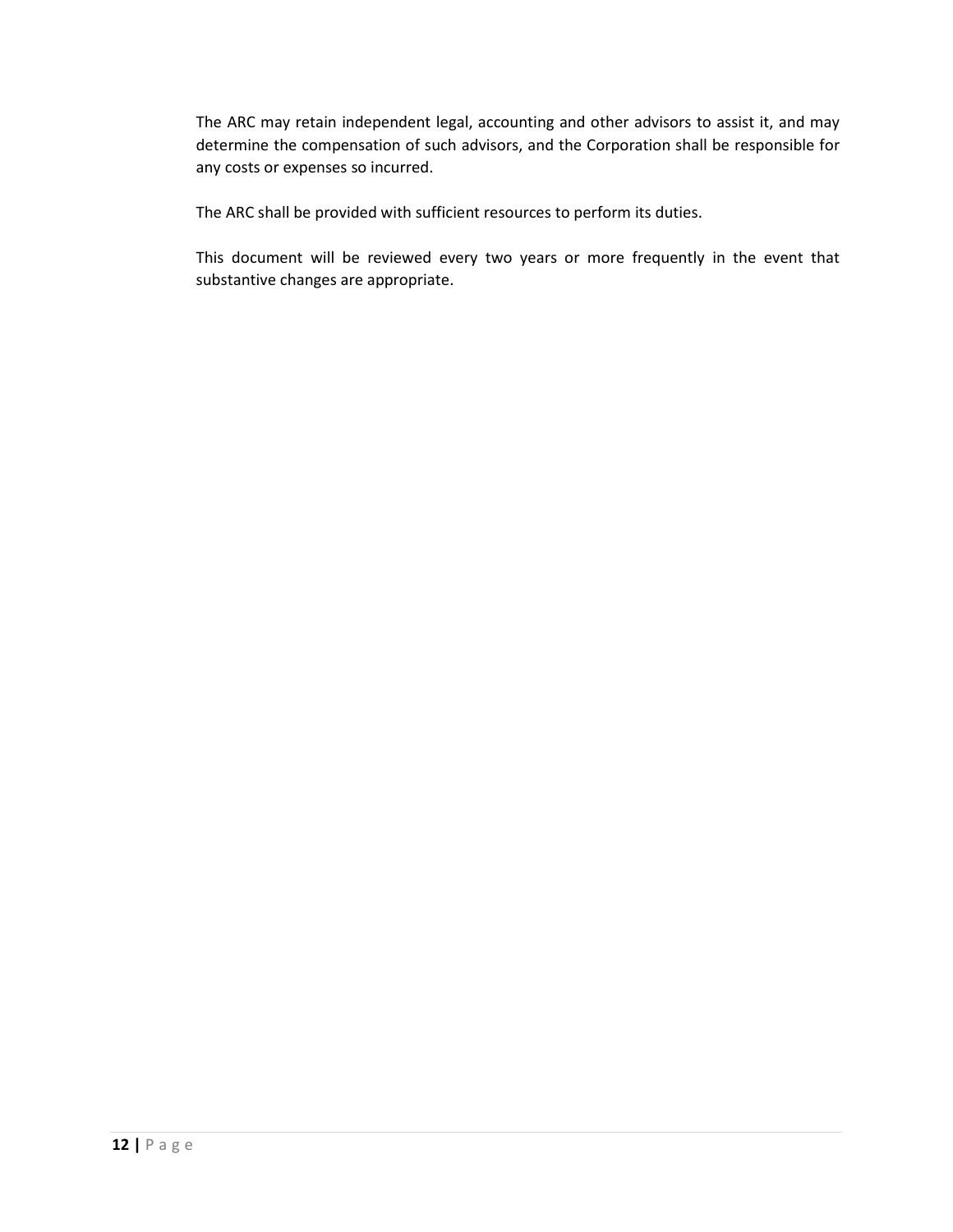The ARC may retain independent legal, accounting and other advisors to assist it, and may determine the compensation of such advisors, and the Corporation shall be responsible for any costs or expenses so incurred.

The ARC shall be provided with sufficient resources to perform its duties.

This document will be reviewed every two years or more frequently in the event that substantive changes are appropriate.